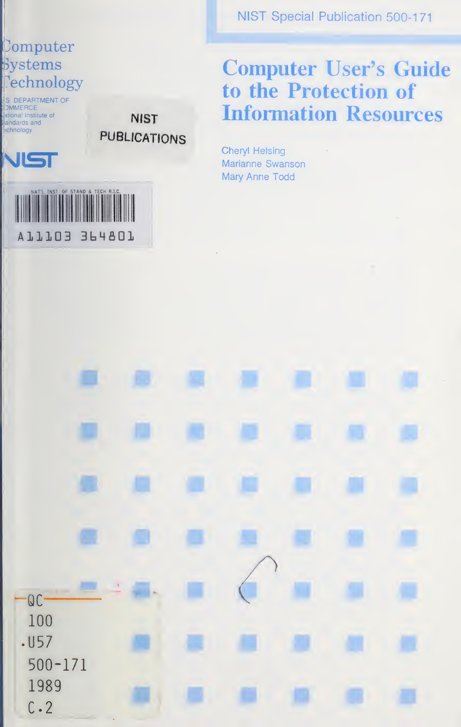NIST Special Publication 500-171

Computer
Systems
Technology

U.S. DEPARTMENT OF
COMMERCE
National Institute of
Standards and
Technology

NIST

NIST
PUBLICATIONS

NAT'L INST. OF STAND & TECH R.I.C.

A11103 364801

# Computer User's Guide to the Protection of Information Resources

Cheryl Helsing
Marianne Swanson
Mary Anne Todd

QC
100
.U57
500-171
1989
C.2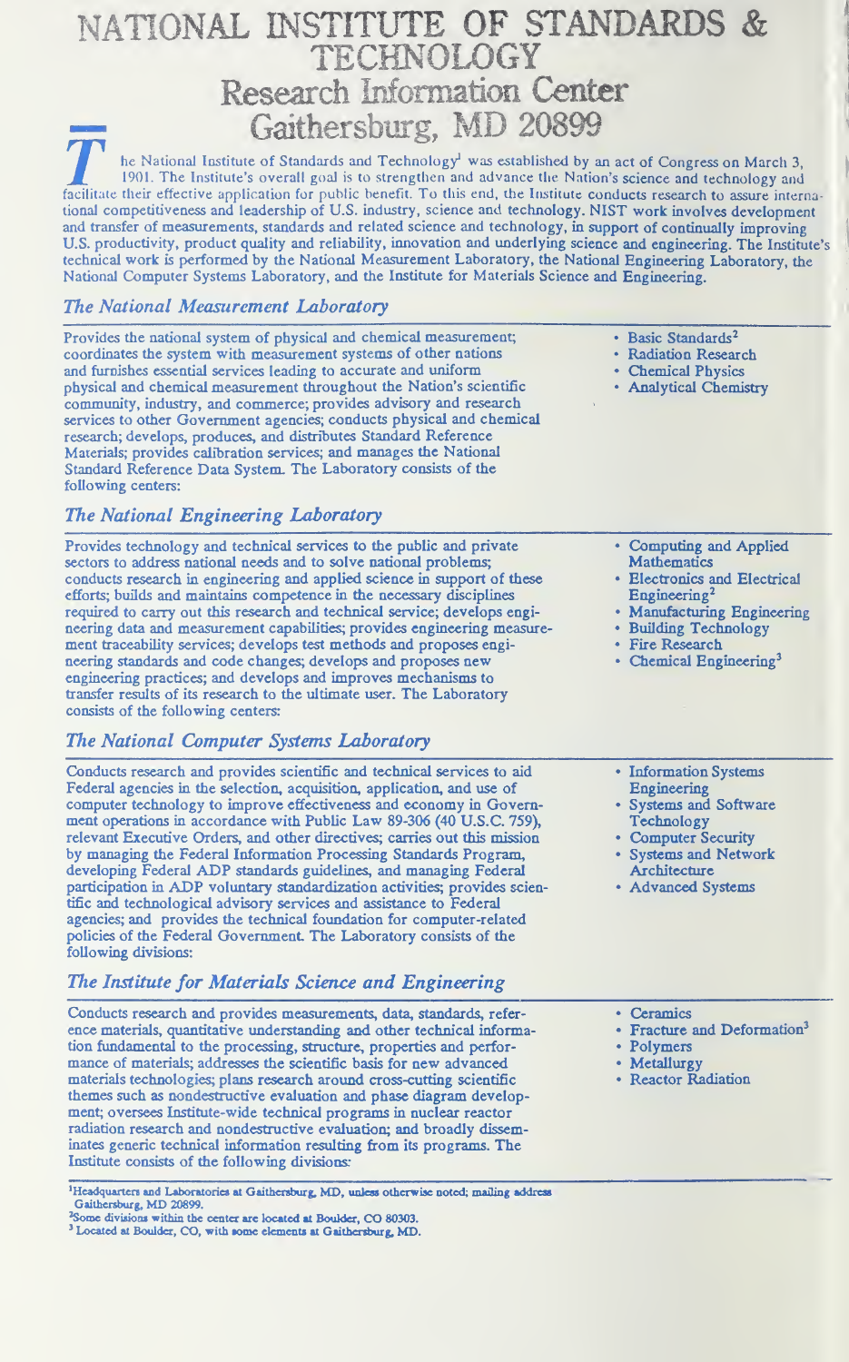# NATIONAL INSTITUTE OF STANDARDS & TECHNOLOGY
## Research Information Center
## Gaithersburg, MD 20899

The National Institute of Standards and Technology[1] was established by an act of Congress on March 3, 1901. The Institute's overall goal is to strengthen and advance the Nation's science and technology and facilitate their effective application for public benefit. To this end, the Institute conducts research to assure international competitiveness and leadership of U.S. industry, science and technology. NIST work involves development and transfer of measurements, standards and related science and technology, in support of continually improving U.S. productivity, product quality and reliability, innovation and underlying science and engineering. The Institute's technical work is performed by the National Measurement Laboratory, the National Engineering Laboratory, the National Computer Systems Laboratory, and the Institute for Materials Science and Engineering.

### *The National Measurement Laboratory*

Provides the national system of physical and chemical measurement; coordinates the system with measurement systems of other nations and furnishes essential services leading to accurate and uniform physical and chemical measurement throughout the Nation's scientific community, industry, and commerce; provides advisory and research services to other Government agencies; conducts physical and chemical research; develops, produces, and distributes Standard Reference Materials; provides calibration services; and manages the National Standard Reference Data System. The Laboratory consists of the following centers:

- Basic Standards[2]
- Radiation Research
- Chemical Physics
- Analytical Chemistry

### *The National Engineering Laboratory*

Provides technology and technical services to the public and private sectors to address national needs and to solve national problems; conducts research in engineering and applied science in support of these efforts; builds and maintains competence in the necessary disciplines required to carry out this research and technical service; develops engineering data and measurement capabilities; provides engineering measurement traceability services; develops test methods and proposes engineering standards and code changes; develops and proposes new engineering practices; and develops and improves mechanisms to transfer results of its research to the ultimate user. The Laboratory consists of the following centers:

- Computing and Applied Mathematics
- Electronics and Electrical Engineering[2]
- Manufacturing Engineering
- Building Technology
- Fire Research
- Chemical Engineering[3]

### *The National Computer Systems Laboratory*

Conducts research and provides scientific and technical services to aid Federal agencies in the selection, acquisition, application, and use of computer technology to improve effectiveness and economy in Government operations in accordance with Public Law 89-306 (40 U.S.C. 759), relevant Executive Orders, and other directives; carries out this mission by managing the Federal Information Processing Standards Program, developing Federal ADP standards guidelines, and managing Federal participation in ADP voluntary standardization activities; provides scientific and technological advisory services and assistance to Federal agencies; and provides the technical foundation for computer-related policies of the Federal Government. The Laboratory consists of the following divisions:

- Information Systems Engineering
- Systems and Software Technology
- Computer Security
- Systems and Network Architecture
- Advanced Systems

### *The Institute for Materials Science and Engineering*

Conducts research and provides measurements, data, standards, reference materials, quantitative understanding and other technical information fundamental to the processing, structure, properties and performance of materials; addresses the scientific basis for new advanced materials technologies; plans research around cross-cutting scientific themes such as nondestructive evaluation and phase diagram development; oversees Institute-wide technical programs in nuclear reactor radiation research and nondestructive evaluation; and broadly disseminates generic technical information resulting from its programs. The Institute consists of the following divisions:

- Ceramics
- Fracture and Deformation[3]
- Polymers
- Metallurgy
- Reactor Radiation

[1] Headquarters and Laboratories at Gaithersburg, MD, unless otherwise noted; mailing address Gaithersburg, MD 20899.

[2] Some divisions within the center are located at Boulder, CO 80303.

[3] Located at Boulder, CO, with some elements at Gaithersburg, MD.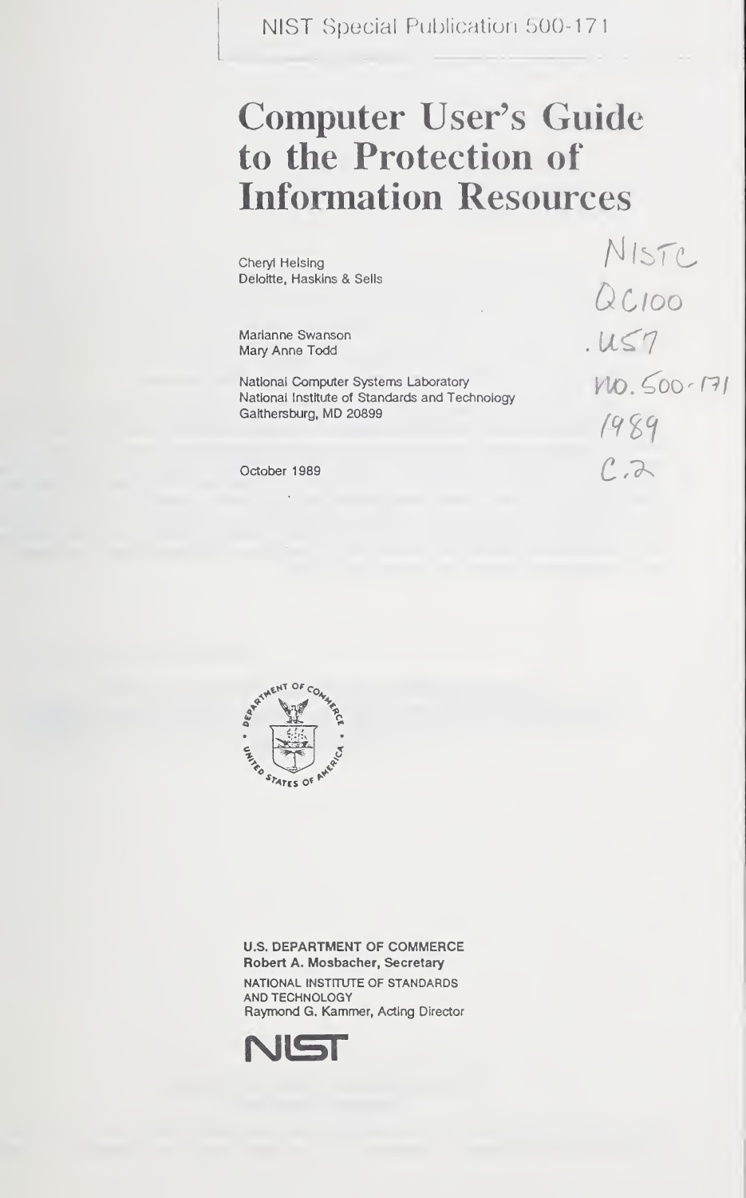NIST Special Publication 500-171

# Computer User's Guide to the Protection of Information Resources

Cheryl Helsing
Deloitte, Haskins & Sells

Marianne Swanson
Mary Anne Todd

National Computer Systems Laboratory
National Institute of Standards and Technology
Gaithersburg, MD 20899

October 1989

NISTC
QC100
.U57
no. 500-171
1989
C.2

**U.S. DEPARTMENT OF COMMERCE**
**Robert A. Mosbacher, Secretary**
NATIONAL INSTITUTE OF STANDARDS AND TECHNOLOGY
Raymond G. Kammer, Acting Director

NIST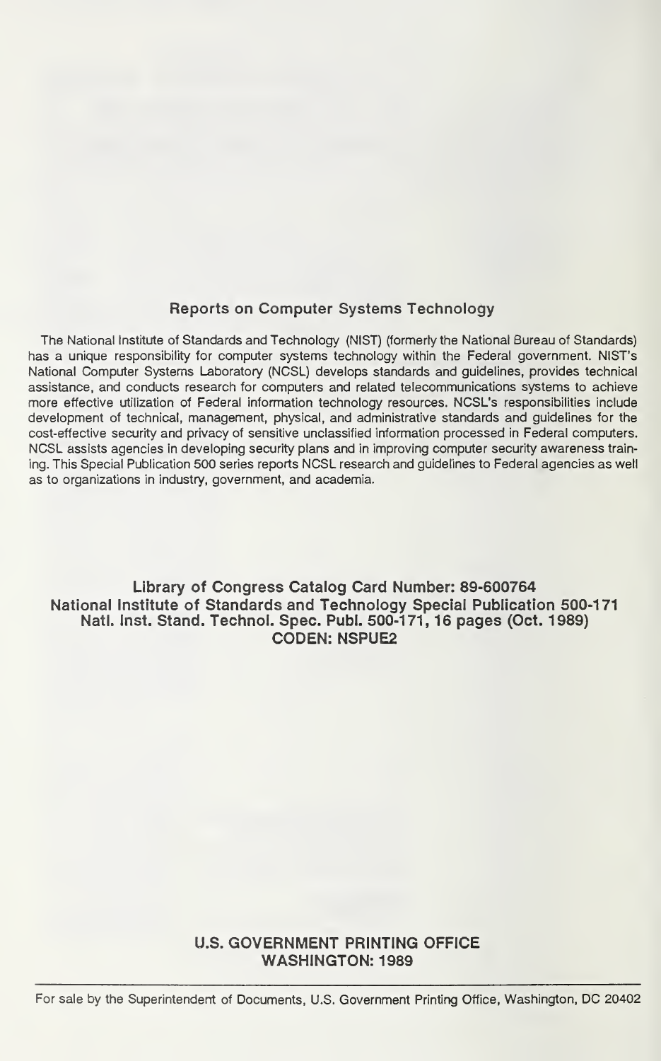## Reports on Computer Systems Technology

The National Institute of Standards and Technology (NIST) (formerly the National Bureau of Standards) has a unique responsibility for computer systems technology within the Federal government. NIST's National Computer Systems Laboratory (NCSL) develops standards and guidelines, provides technical assistance, and conducts research for computers and related telecommunications systems to achieve more effective utilization of Federal information technology resources. NCSL's responsibilities include development of technical, management, physical, and administrative standards and guidelines for the cost-effective security and privacy of sensitive unclassified information processed in Federal computers. NCSL assists agencies in developing security plans and in improving computer security awareness training. This Special Publication 500 series reports NCSL research and guidelines to Federal agencies as well as to organizations in industry, government, and academia.

**Library of Congress Catalog Card Number: 89-600764**
**National Institute of Standards and Technology Special Publication 500-171**
**Natl. Inst. Stand. Technol. Spec. Publ. 500-171, 16 pages (Oct. 1989)**
**CODEN: NSPUE2**

**U.S. GOVERNMENT PRINTING OFFICE**
**WASHINGTON: 1989**

For sale by the Superintendent of Documents, U.S. Government Printing Office, Washington, DC 20402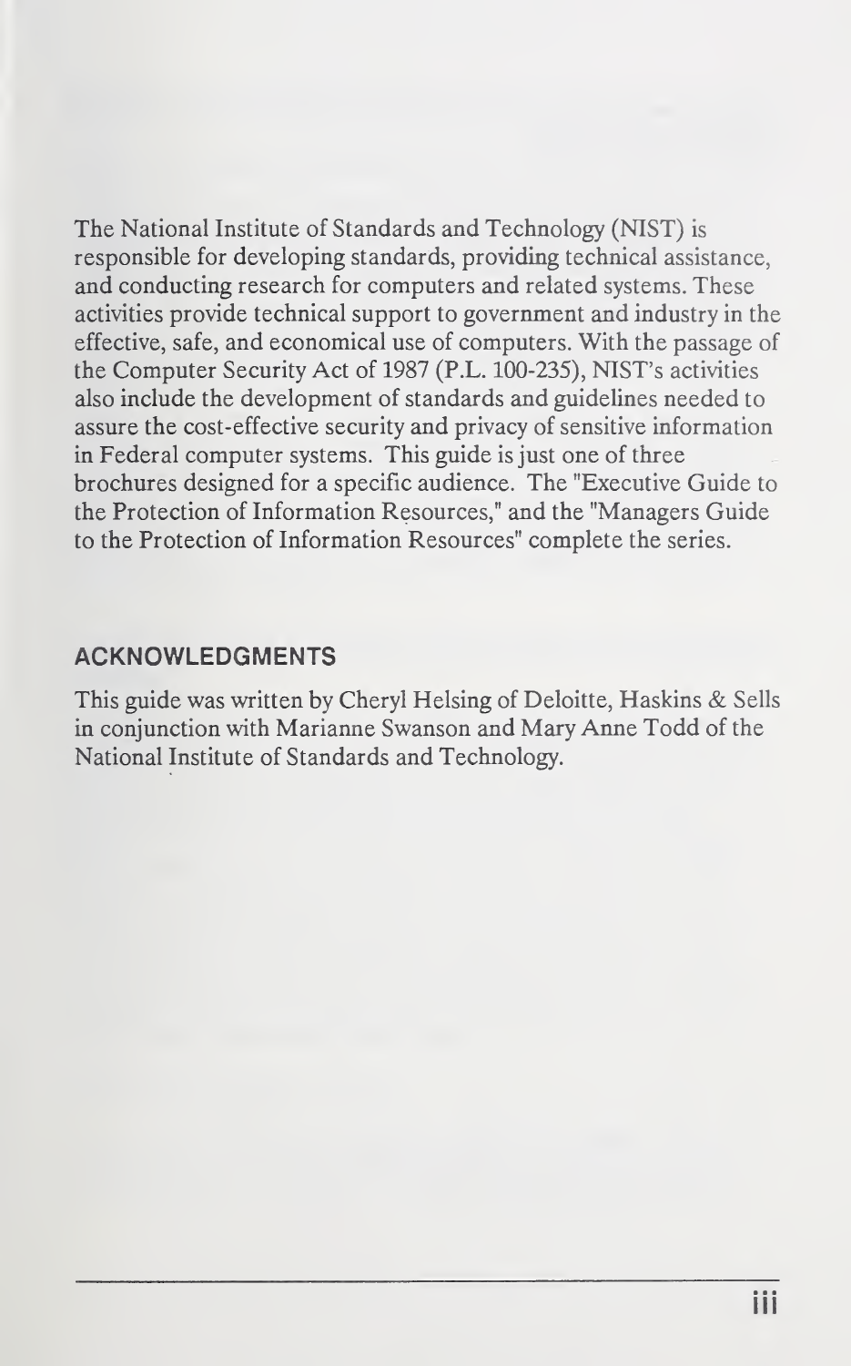The National Institute of Standards and Technology (NIST) is responsible for developing standards, providing technical assistance, and conducting research for computers and related systems. These activities provide technical support to government and industry in the effective, safe, and economical use of computers. With the passage of the Computer Security Act of 1987 (P.L. 100-235), NIST's activities also include the development of standards and guidelines needed to assure the cost-effective security and privacy of sensitive information in Federal computer systems. This guide is just one of three brochures designed for a specific audience. The "Executive Guide to the Protection of Information Resources," and the "Managers Guide to the Protection of Information Resources" complete the series.

## ACKNOWLEDGMENTS

This guide was written by Cheryl Helsing of Deloitte, Haskins & Sells in conjunction with Marianne Swanson and Mary Anne Todd of the National Institute of Standards and Technology.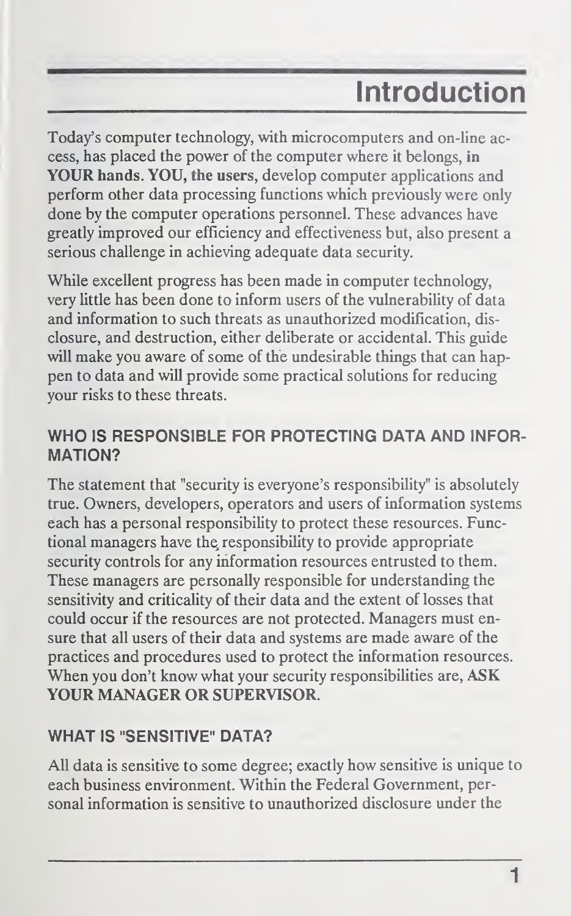# Introduction

Today's computer technology, with microcomputers and on-line access, has placed the power of the computer where it belongs, **in YOUR hands. YOU, the users**, develop computer applications and perform other data processing functions which previously were only done by the computer operations personnel. These advances have greatly improved our efficiency and effectiveness but, also present a serious challenge in achieving adequate data security.

While excellent progress has been made in computer technology, very little has been done to inform users of the vulnerability of data and information to such threats as unauthorized modification, disclosure, and destruction, either deliberate or accidental. This guide will make you aware of some of the undesirable things that can happen to data and will provide some practical solutions for reducing your risks to these threats.

### WHO IS RESPONSIBLE FOR PROTECTING DATA AND INFORMATION?

The statement that "security is everyone's responsibility" is absolutely true. Owners, developers, operators and users of information systems each has a personal responsibility to protect these resources. Functional managers have the responsibility to provide appropriate security controls for any information resources entrusted to them. These managers are personally responsible for understanding the sensitivity and criticality of their data and the extent of losses that could occur if the resources are not protected. Managers must ensure that all users of their data and systems are made aware of the practices and procedures used to protect the information resources. When you don't know what your security responsibilities are, **ASK YOUR MANAGER OR SUPERVISOR.**

### WHAT IS "SENSITIVE" DATA?

All data is sensitive to some degree; exactly how sensitive is unique to each business environment. Within the Federal Government, personal information is sensitive to unauthorized disclosure under the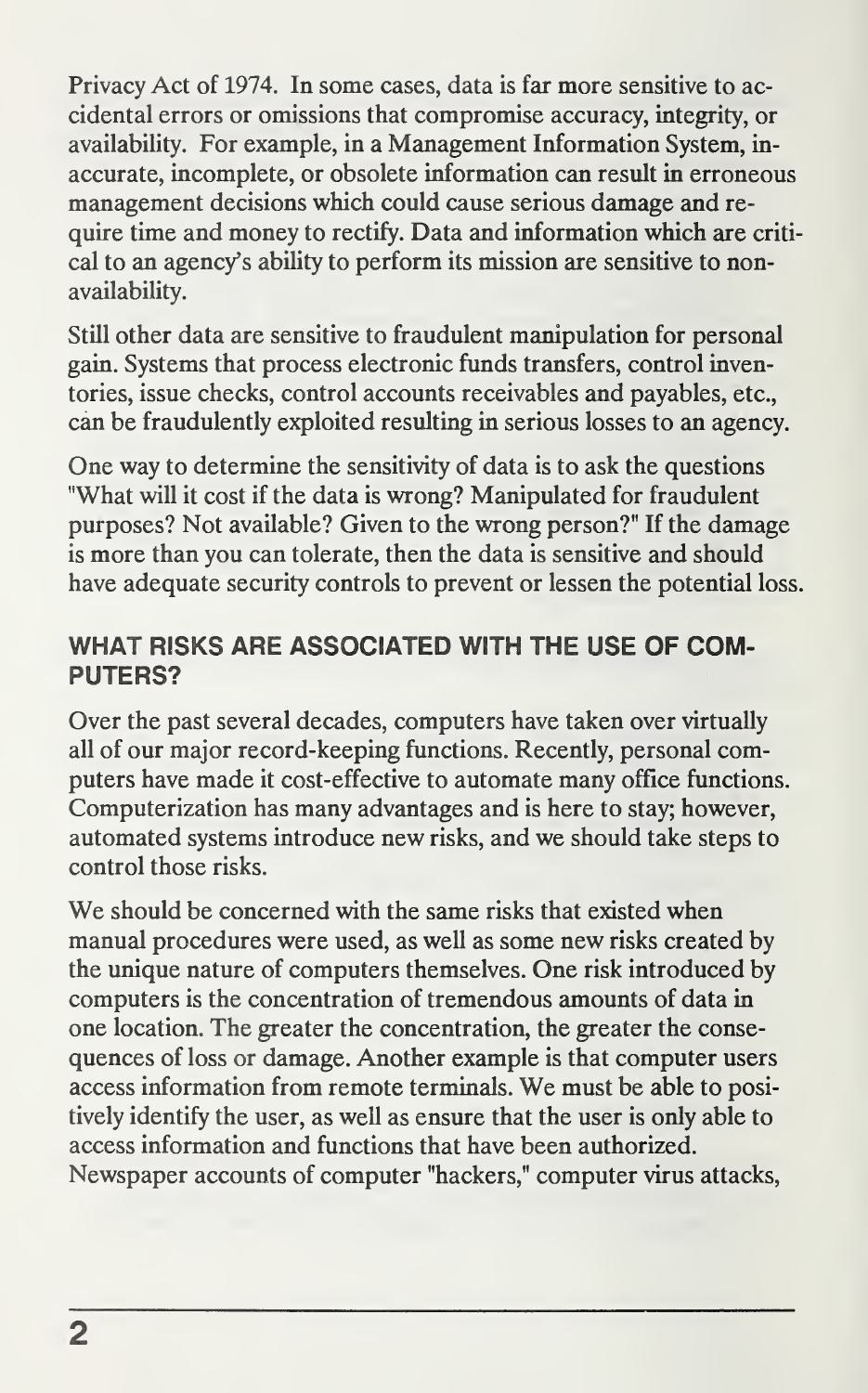Privacy Act of 1974. In some cases, data is far more sensitive to accidental errors or omissions that compromise accuracy, integrity, or availability. For example, in a Management Information System, inaccurate, incomplete, or obsolete information can result in erroneous management decisions which could cause serious damage and require time and money to rectify. Data and information which are critical to an agency's ability to perform its mission are sensitive to non-availability.

Still other data are sensitive to fraudulent manipulation for personal gain. Systems that process electronic funds transfers, control inventories, issue checks, control accounts receivables and payables, etc., can be fraudulently exploited resulting in serious losses to an agency.

One way to determine the sensitivity of data is to ask the questions "What will it cost if the data is wrong? Manipulated for fraudulent purposes? Not available? Given to the wrong person?" If the damage is more than you can tolerate, then the data is sensitive and should have adequate security controls to prevent or lessen the potential loss.

## WHAT RISKS ARE ASSOCIATED WITH THE USE OF COMPUTERS?

Over the past several decades, computers have taken over virtually all of our major record-keeping functions. Recently, personal computers have made it cost-effective to automate many office functions. Computerization has many advantages and is here to stay; however, automated systems introduce new risks, and we should take steps to control those risks.

We should be concerned with the same risks that existed when manual procedures were used, as well as some new risks created by the unique nature of computers themselves. One risk introduced by computers is the concentration of tremendous amounts of data in one location. The greater the concentration, the greater the consequences of loss or damage. Another example is that computer users access information from remote terminals. We must be able to positively identify the user, as well as ensure that the user is only able to access information and functions that have been authorized. Newspaper accounts of computer "hackers," computer virus attacks,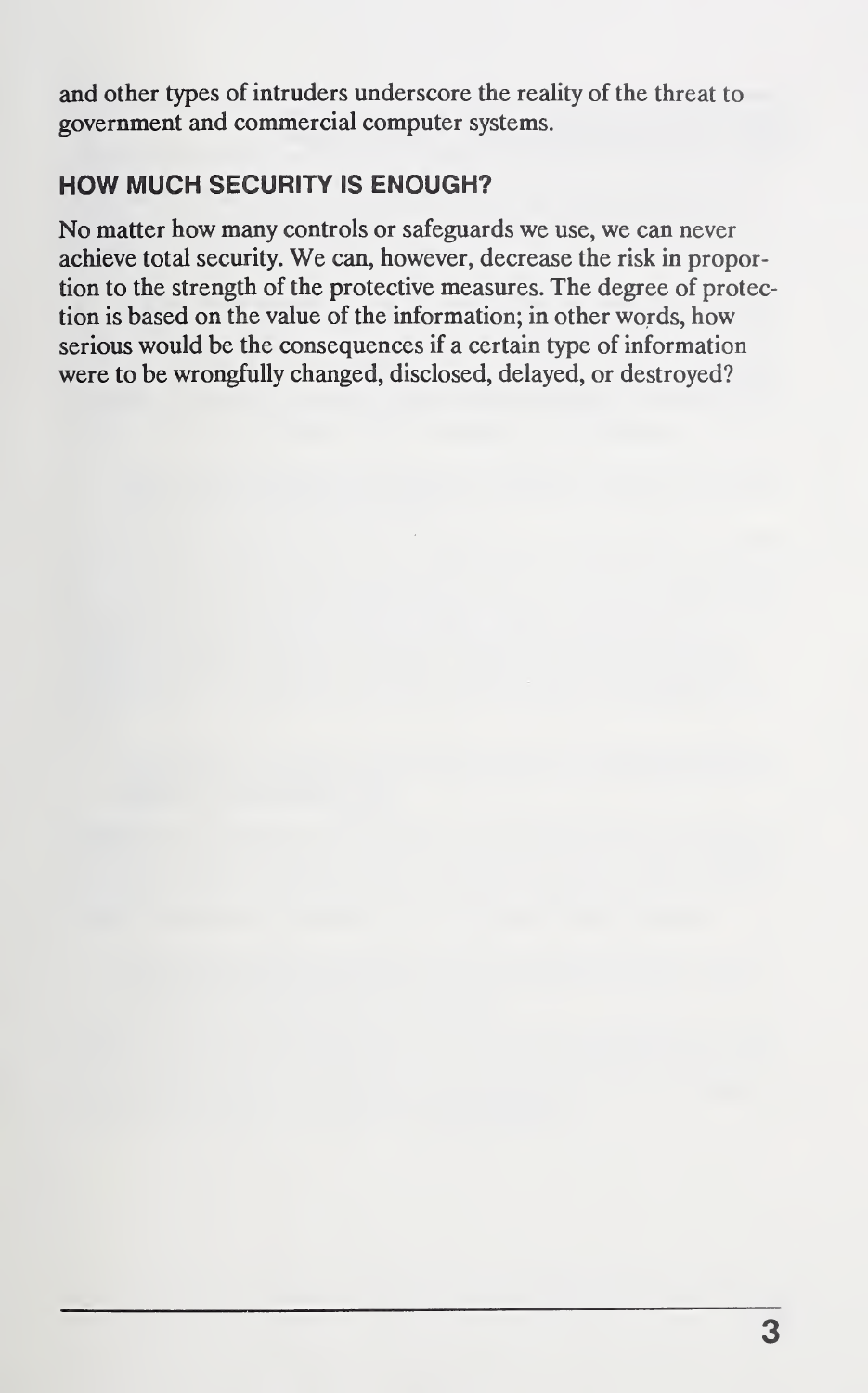and other types of intruders underscore the reality of the threat to government and commercial computer systems.

## HOW MUCH SECURITY IS ENOUGH?

No matter how many controls or safeguards we use, we can never achieve total security. We can, however, decrease the risk in proportion to the strength of the protective measures. The degree of protection is based on the value of the information; in other words, how serious would be the consequences if a certain type of information were to be wrongfully changed, disclosed, delayed, or destroyed?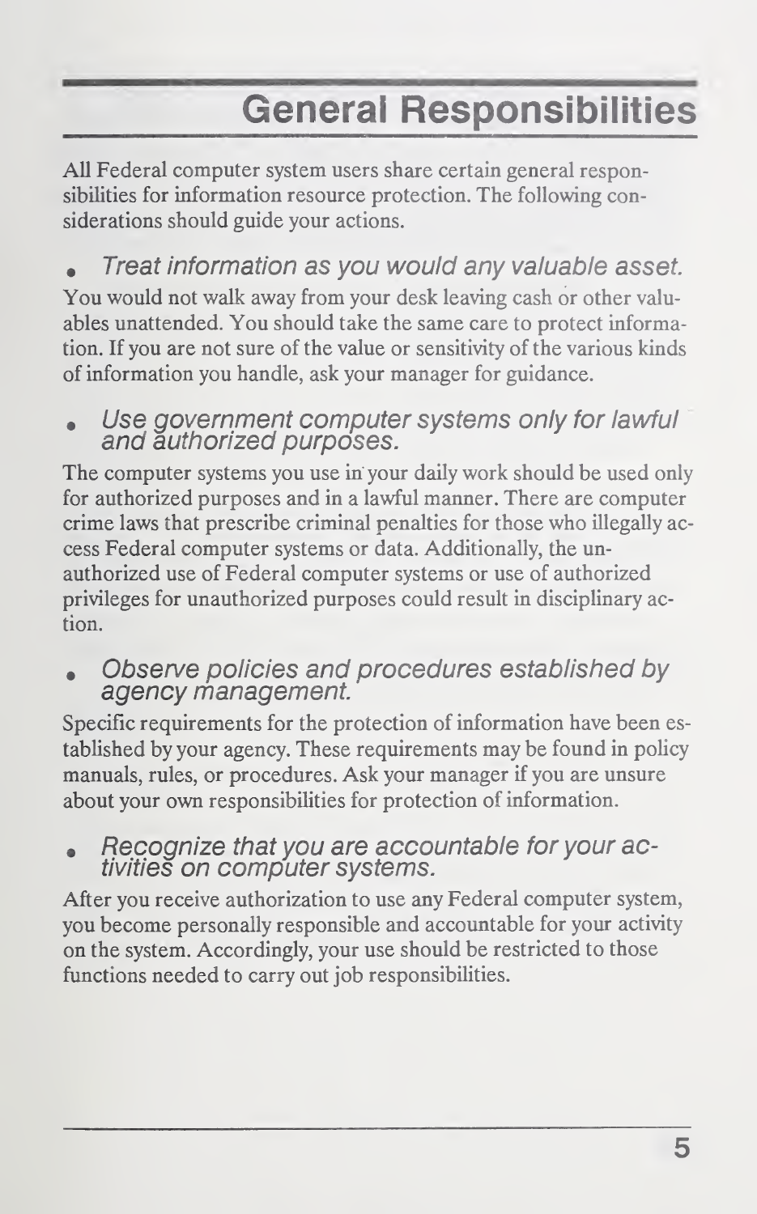# General Responsibilities

All Federal computer system users share certain general responsibilities for information resource protection. The following considerations should guide your actions.

- *Treat information as you would any valuable asset.*

You would not walk away from your desk leaving cash or other valuables unattended. You should take the same care to protect information. If you are not sure of the value or sensitivity of the various kinds of information you handle, ask your manager for guidance.

- *Use government computer systems only for lawful and authorized purposes.*

The computer systems you use in your daily work should be used only for authorized purposes and in a lawful manner. There are computer crime laws that prescribe criminal penalties for those who illegally access Federal computer systems or data. Additionally, the unauthorized use of Federal computer systems or use of authorized privileges for unauthorized purposes could result in disciplinary action.

- *Observe policies and procedures established by agency management.*

Specific requirements for the protection of information have been established by your agency. These requirements may be found in policy manuals, rules, or procedures. Ask your manager if you are unsure about your own responsibilities for protection of information.

- *Recognize that you are accountable for your activities on computer systems.*

After you receive authorization to use any Federal computer system, you become personally responsible and accountable for your activity on the system. Accordingly, your use should be restricted to those functions needed to carry out job responsibilities.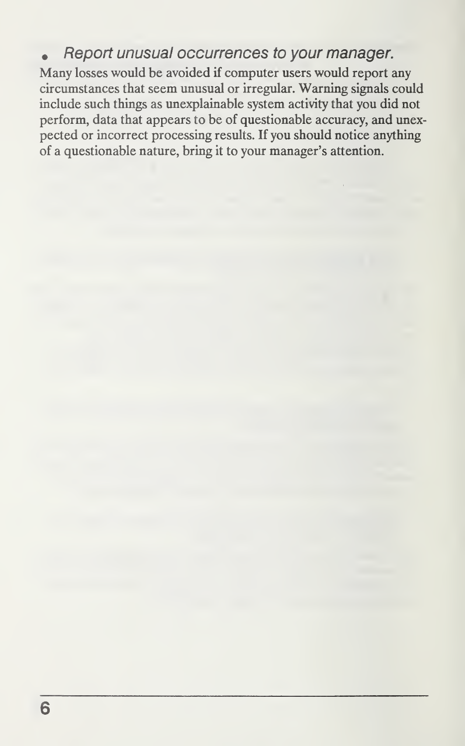- *Report unusual occurrences to your manager.*

Many losses would be avoided if computer users would report any circumstances that seem unusual or irregular. Warning signals could include such things as unexplainable system activity that you did not perform, data that appears to be of questionable accuracy, and unexpected or incorrect processing results. If you should notice anything of a questionable nature, bring it to your manager's attention.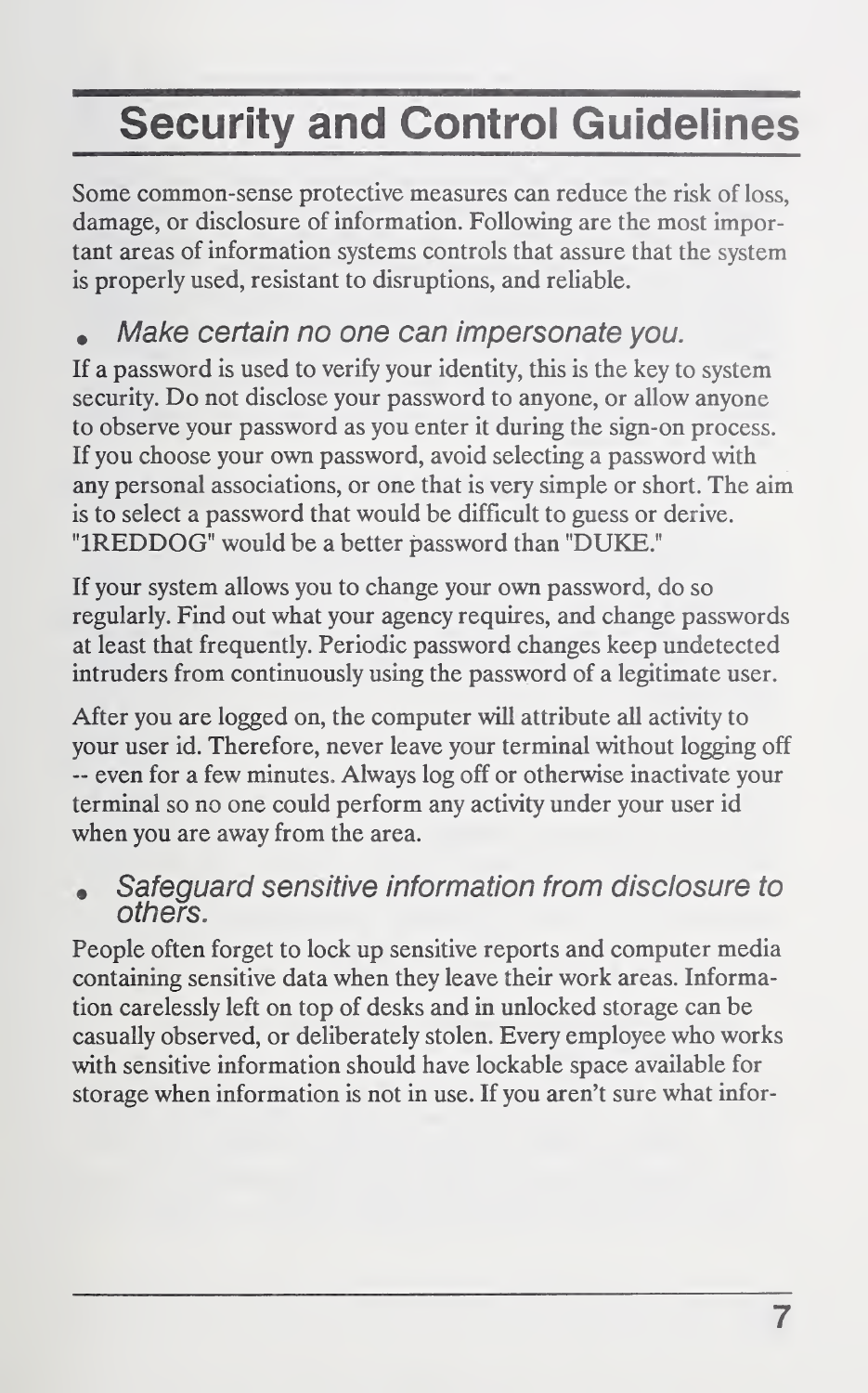# Security and Control Guidelines

Some common-sense protective measures can reduce the risk of loss, damage, or disclosure of information. Following are the most important areas of information systems controls that assure that the system is properly used, resistant to disruptions, and reliable.

- *Make certain no one can impersonate you.*

If a password is used to verify your identity, this is the key to system security. Do not disclose your password to anyone, or allow anyone to observe your password as you enter it during the sign-on process. If you choose your own password, avoid selecting a password with any personal associations, or one that is very simple or short. The aim is to select a password that would be difficult to guess or derive. "1REDDOG" would be a better password than "DUKE."

If your system allows you to change your own password, do so regularly. Find out what your agency requires, and change passwords at least that frequently. Periodic password changes keep undetected intruders from continuously using the password of a legitimate user.

After you are logged on, the computer will attribute all activity to your user id. Therefore, never leave your terminal without logging off -- even for a few minutes. Always log off or otherwise inactivate your terminal so no one could perform any activity under your user id when you are away from the area.

- *Safeguard sensitive information from disclosure to others.*

People often forget to lock up sensitive reports and computer media containing sensitive data when they leave their work areas. Information carelessly left on top of desks and in unlocked storage can be casually observed, or deliberately stolen. Every employee who works with sensitive information should have lockable space available for storage when information is not in use. If you aren't sure what infor-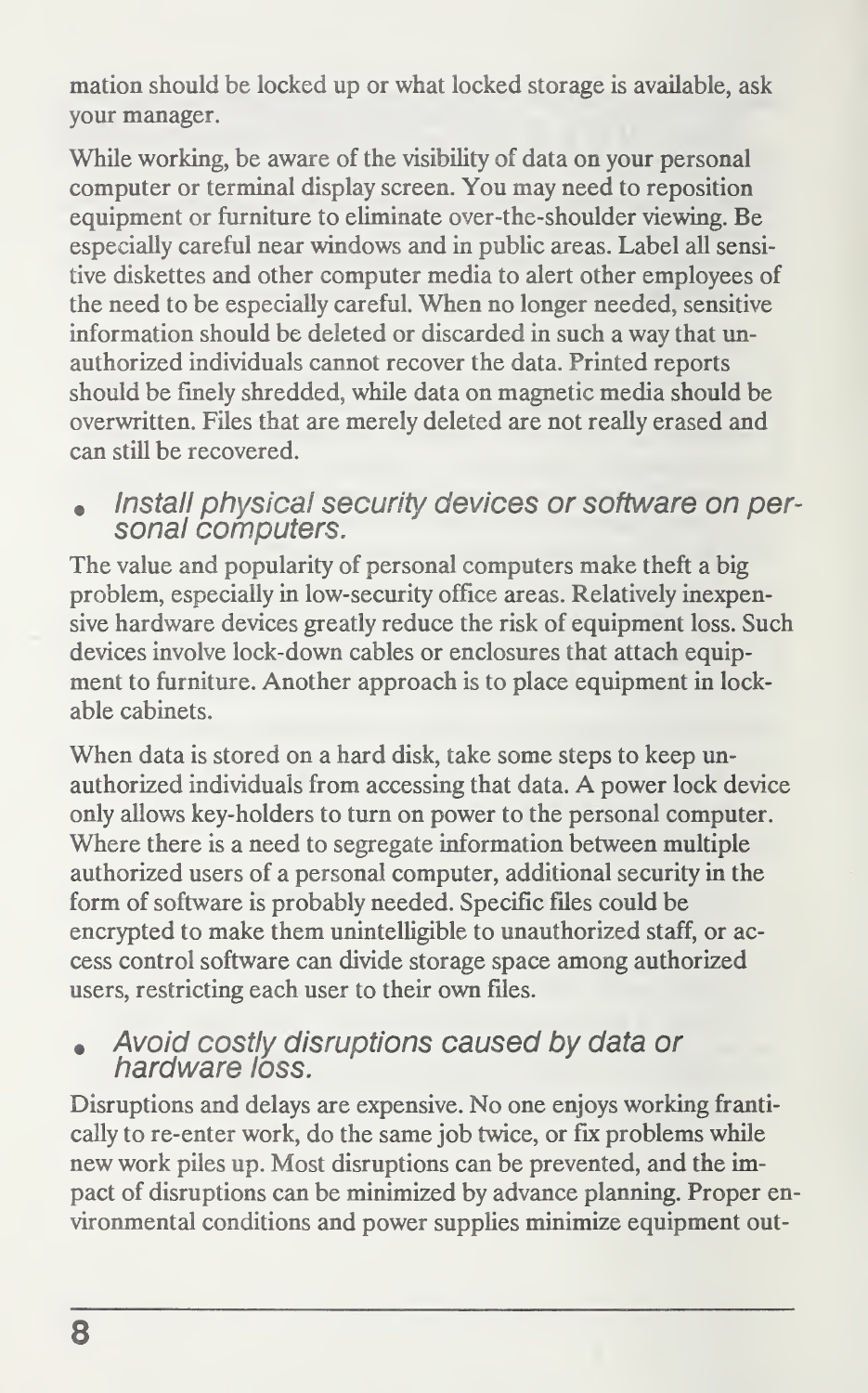mation should be locked up or what locked storage is available, ask your manager.

While working, be aware of the visibility of data on your personal computer or terminal display screen. You may need to reposition equipment or furniture to eliminate over-the-shoulder viewing. Be especially careful near windows and in public areas. Label all sensitive diskettes and other computer media to alert other employees of the need to be especially careful. When no longer needed, sensitive information should be deleted or discarded in such a way that unauthorized individuals cannot recover the data. Printed reports should be finely shredded, while data on magnetic media should be overwritten. Files that are merely deleted are not really erased and can still be recovered.

- *Install physical security devices or software on personal computers.*

The value and popularity of personal computers make theft a big problem, especially in low-security office areas. Relatively inexpensive hardware devices greatly reduce the risk of equipment loss. Such devices involve lock-down cables or enclosures that attach equipment to furniture. Another approach is to place equipment in lockable cabinets.

When data is stored on a hard disk, take some steps to keep unauthorized individuals from accessing that data. A power lock device only allows key-holders to turn on power to the personal computer. Where there is a need to segregate information between multiple authorized users of a personal computer, additional security in the form of software is probably needed. Specific files could be encrypted to make them unintelligible to unauthorized staff, or access control software can divide storage space among authorized users, restricting each user to their own files.

- *Avoid costly disruptions caused by data or hardware loss.*

Disruptions and delays are expensive. No one enjoys working frantically to re-enter work, do the same job twice, or fix problems while new work piles up. Most disruptions can be prevented, and the impact of disruptions can be minimized by advance planning. Proper environmental conditions and power supplies minimize equipment out-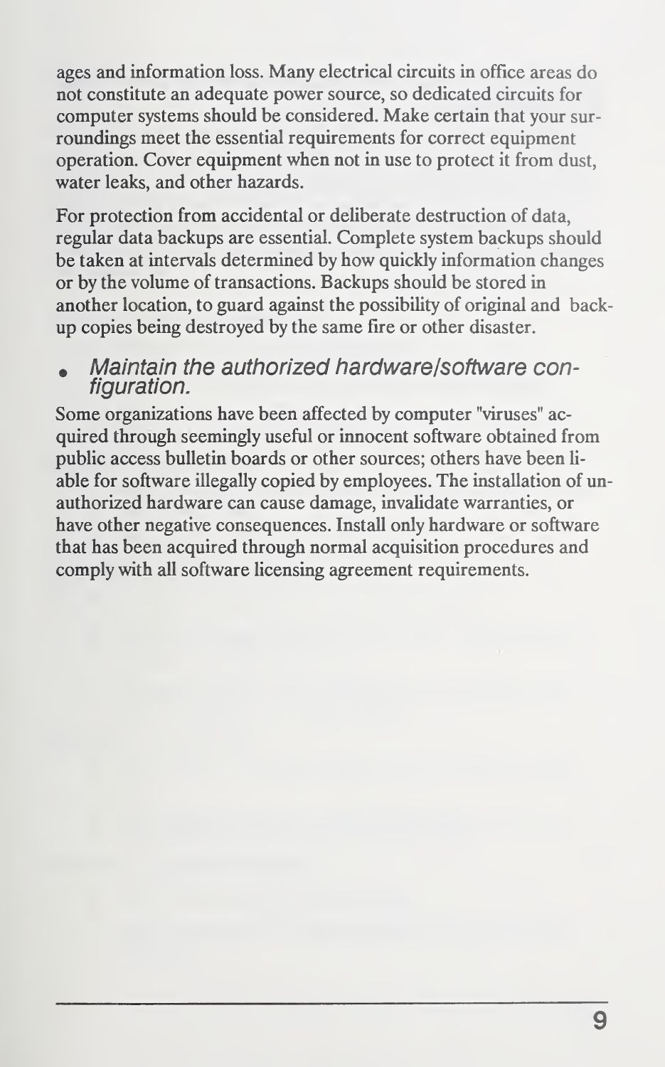ages and information loss. Many electrical circuits in office areas do not constitute an adequate power source, so dedicated circuits for computer systems should be considered. Make certain that your surroundings meet the essential requirements for correct equipment operation. Cover equipment when not in use to protect it from dust, water leaks, and other hazards.

For protection from accidental or deliberate destruction of data, regular data backups are essential. Complete system backups should be taken at intervals determined by how quickly information changes or by the volume of transactions. Backups should be stored in another location, to guard against the possibility of original and backup copies being destroyed by the same fire or other disaster.

- *Maintain the authorized hardware/software configuration.*

Some organizations have been affected by computer "viruses" acquired through seemingly useful or innocent software obtained from public access bulletin boards or other sources; others have been liable for software illegally copied by employees. The installation of unauthorized hardware can cause damage, invalidate warranties, or have other negative consequences. Install only hardware or software that has been acquired through normal acquisition procedures and comply with all software licensing agreement requirements.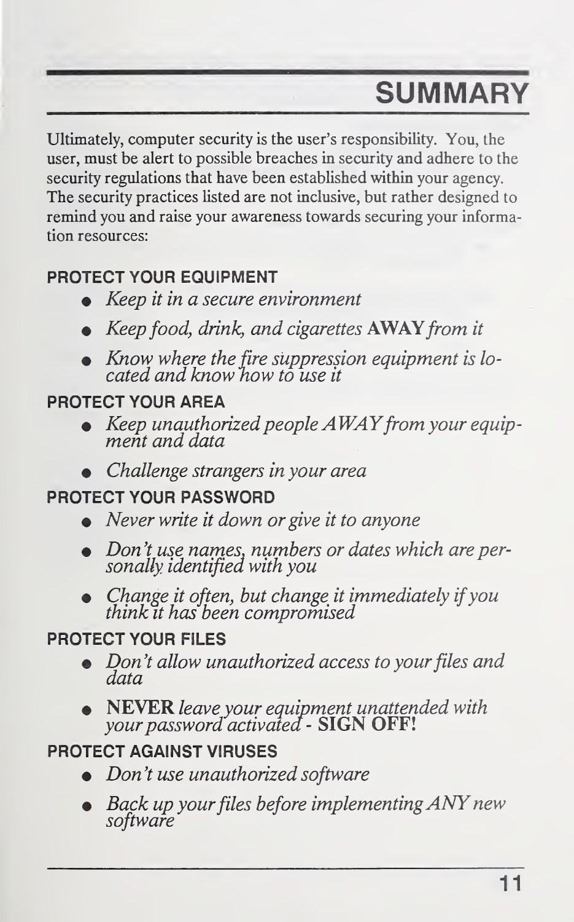# SUMMARY

Ultimately, computer security is the user's responsibility. You, the user, must be alert to possible breaches in security and adhere to the security regulations that have been established within your agency. The security practices listed are not inclusive, but rather designed to remind you and raise your awareness towards securing your information resources:

### PROTECT YOUR EQUIPMENT

- *Keep it in a secure environment*
- *Keep food, drink, and cigarettes* **AWAY** *from it*
- *Know where the fire suppression equipment is located and know how to use it*

### PROTECT YOUR AREA

- *Keep unauthorized people AWAY from your equipment and data*
- *Challenge strangers in your area*

### PROTECT YOUR PASSWORD

- *Never write it down or give it to anyone*
- *Don't use names, numbers or dates which are personally identified with you*
- *Change it often, but change it immediately if you think it has been compromised*

### PROTECT YOUR FILES

- *Don't allow unauthorized access to your files and data*
- **NEVER** *leave your equipment unattended with your password activated* - **SIGN OFF!**

### PROTECT AGAINST VIRUSES

- *Don't use unauthorized software*
- *Back up your files before implementing ANY new software*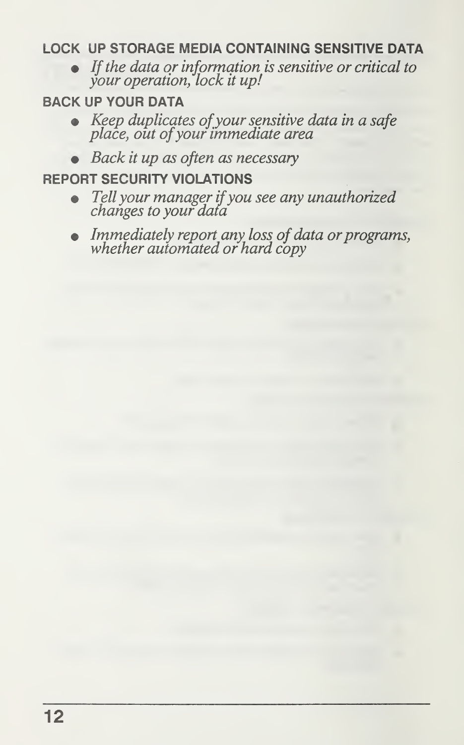**LOCK UP STORAGE MEDIA CONTAINING SENSITIVE DATA**

- *If the data or information is sensitive or critical to your operation, lock it up!*

**BACK UP YOUR DATA**

- *Keep duplicates of your sensitive data in a safe place, out of your immediate area*
- *Back it up as often as necessary*

**REPORT SECURITY VIOLATIONS**

- *Tell your manager if you see any unauthorized changes to your data*
- *Immediately report any loss of data or programs, whether automated or hard copy*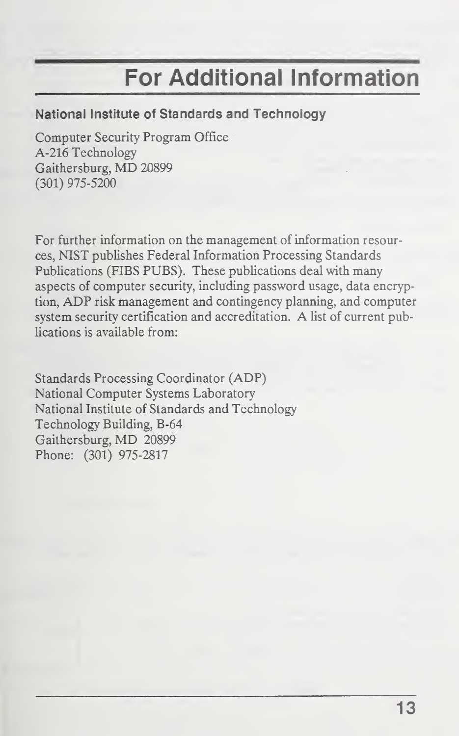# For Additional Information

**National Institute of Standards and Technology**

Computer Security Program Office
A-216 Technology
Gaithersburg, MD 20899
(301) 975-5200

For further information on the management of information resources, NIST publishes Federal Information Processing Standards Publications (FIBS PUBS). These publications deal with many aspects of computer security, including password usage, data encryption, ADP risk management and contingency planning, and computer system security certification and accreditation. A list of current publications is available from:

Standards Processing Coordinator (ADP)
National Computer Systems Laboratory
National Institute of Standards and Technology
Technology Building, B-64
Gaithersburg, MD 20899
Phone: (301) 975-2817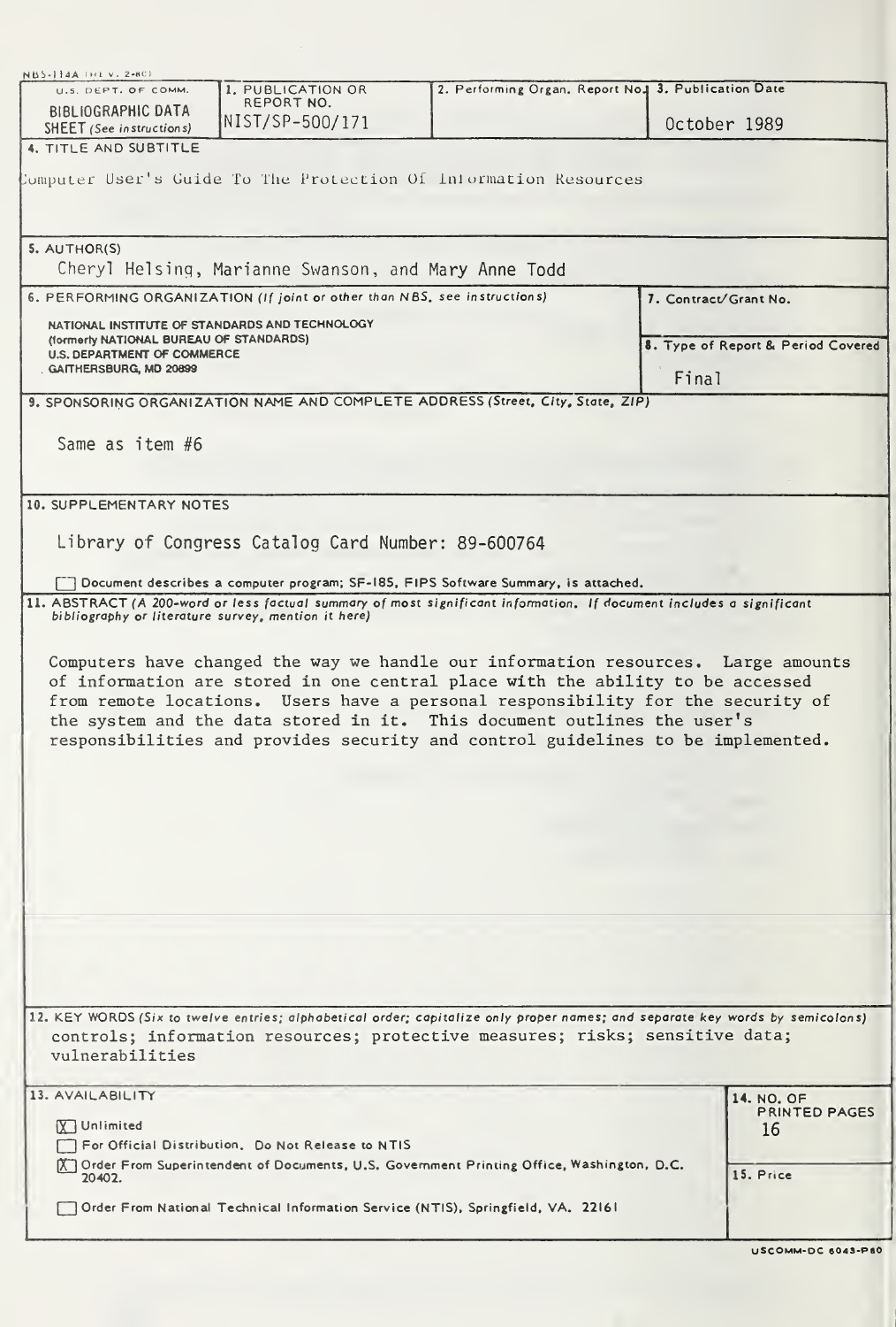NBS-114A (REV. 2-80)

| U.S. DEPT. OF COMM. BIBLIOGRAPHIC DATA SHEET (See instructions) | 1. PUBLICATION OR REPORT NO. | 2. Performing Organ. Report No. | 3. Publication Date |
|---|---|---|---|
| | NIST/SP-500/171 | | October 1989 |

**4. TITLE AND SUBTITLE**

Computer User's Guide To The Protection Of Information Resources

**5. AUTHOR(S)**

Cheryl Helsing, Marianne Swanson, and Mary Anne Todd

**6. PERFORMING ORGANIZATION** *(If joint or other than NBS, see instructions)*

NATIONAL INSTITUTE OF STANDARDS AND TECHNOLOGY
(formerly NATIONAL BUREAU OF STANDARDS)
U.S. DEPARTMENT OF COMMERCE
GAITHERSBURG, MD 20899

**7. Contract/Grant No.**

**8. Type of Report & Period Covered**

Final

**9. SPONSORING ORGANIZATION NAME AND COMPLETE ADDRESS** *(Street, City, State, ZIP)*

Same as item #6

**10. SUPPLEMENTARY NOTES**

Library of Congress Catalog Card Number: 89-600764

☐ Document describes a computer program; SF-185, FIPS Software Summary, is attached.

**11. ABSTRACT** *(A 200-word or less factual summary of most significant information. If document includes a significant bibliography or literature survey, mention it here)*

Computers have changed the way we handle our information resources. Large amounts of information are stored in one central place with the ability to be accessed from remote locations. Users have a personal responsibility for the security of the system and the data stored in it. This document outlines the user's responsibilities and provides security and control guidelines to be implemented.

**12. KEY WORDS** *(Six to twelve entries; alphabetical order; capitalize only proper names; and separate key words by semicolons)*

controls; information resources; protective measures; risks; sensitive data; vulnerabilities

**13. AVAILABILITY**

[X] Unlimited

☐ For Official Distribution. Do Not Release to NTIS

[X] Order From Superintendent of Documents, U.S. Government Printing Office, Washington, D.C. 20402.

☐ Order From National Technical Information Service (NTIS), Springfield, VA. 22161

**14. NO. OF PRINTED PAGES**

16

**15. Price**

USCOMM-DC 6043-P80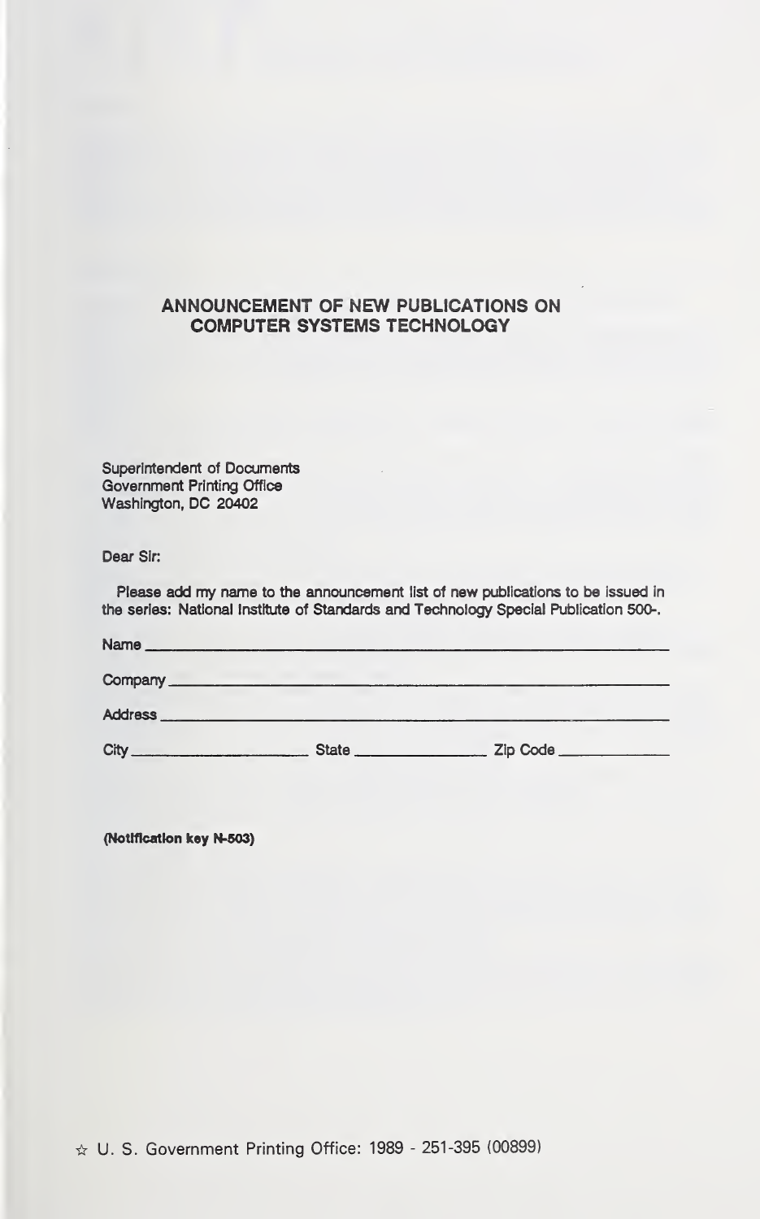## ANNOUNCEMENT OF NEW PUBLICATIONS ON COMPUTER SYSTEMS TECHNOLOGY

Superintendent of Documents
Government Printing Office
Washington, DC 20402

Dear Sir:

Please add my name to the announcement list of new publications to be issued in the series: National Institute of Standards and Technology Special Publication 500-.

Name ____________________________________________

Company ____________________________________________

Address ____________________________________________

City ______________________ State ________________ Zip Code ______________

**(Notification key N-503)**

☆ U. S. Government Printing Office: 1989 - 251-395 (00899)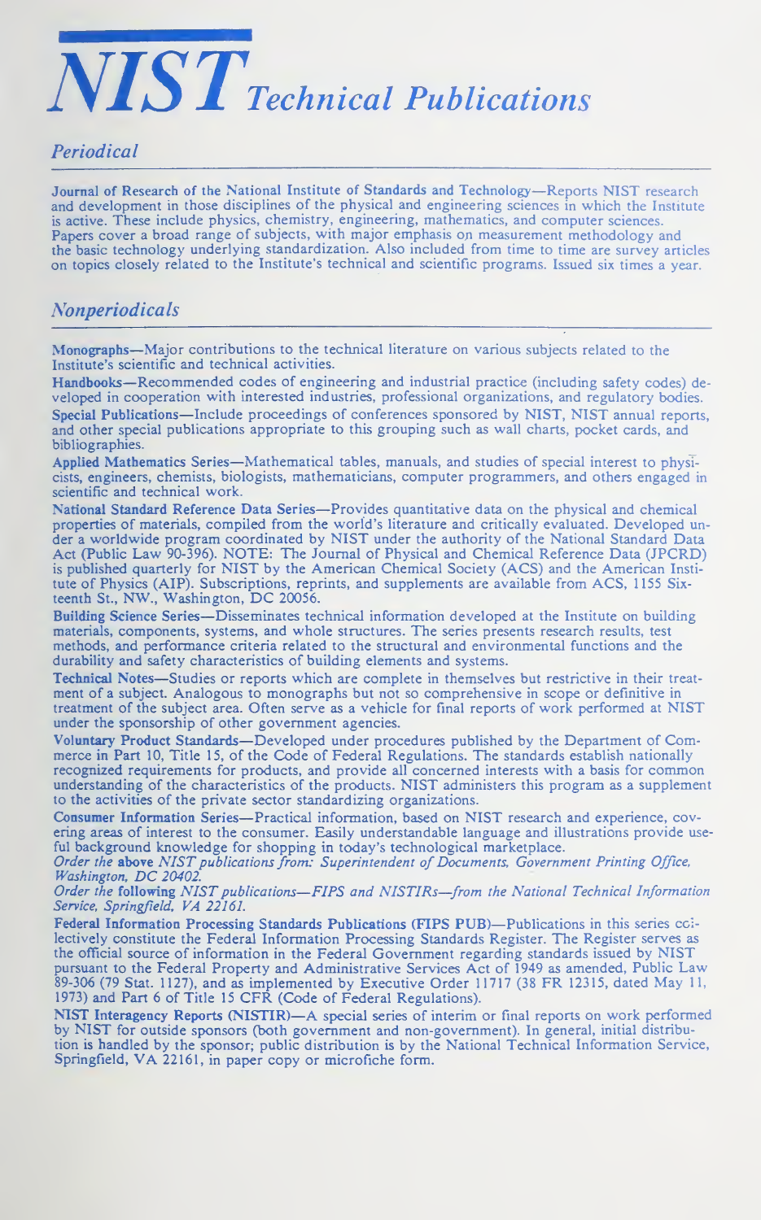# *NIST Technical Publications*

## *Periodical*

**Journal of Research of the National Institute of Standards and Technology**—Reports NIST research and development in those disciplines of the physical and engineering sciences in which the Institute is active. These include physics, chemistry, engineering, mathematics, and computer sciences. Papers cover a broad range of subjects, with major emphasis on measurement methodology and the basic technology underlying standardization. Also included from time to time are survey articles on topics closely related to the Institute's technical and scientific programs. Issued six times a year.

## *Nonperiodicals*

**Monographs**—Major contributions to the technical literature on various subjects related to the Institute's scientific and technical activities.

**Handbooks**—Recommended codes of engineering and industrial practice (including safety codes) developed in cooperation with interested industries, professional organizations, and regulatory bodies.

**Special Publications**—Include proceedings of conferences sponsored by NIST, NIST annual reports, and other special publications appropriate to this grouping such as wall charts, pocket cards, and bibliographies.

**Applied Mathematics Series**—Mathematical tables, manuals, and studies of special interest to physicists, engineers, chemists, biologists, mathematicians, computer programmers, and others engaged in scientific and technical work.

**National Standard Reference Data Series**—Provides quantitative data on the physical and chemical properties of materials, compiled from the world's literature and critically evaluated. Developed under a worldwide program coordinated by NIST under the authority of the National Standard Data Act (Public Law 90-396). NOTE: The Journal of Physical and Chemical Reference Data (JPCRD) is published quarterly for NIST by the American Chemical Society (ACS) and the American Institute of Physics (AIP). Subscriptions, reprints, and supplements are available from ACS, 1155 Sixteenth St., NW., Washington, DC 20056.

**Building Science Series**—Disseminates technical information developed at the Institute on building materials, components, systems, and whole structures. The series presents research results, test methods, and performance criteria related to the structural and environmental functions and the durability and safety characteristics of building elements and systems.

**Technical Notes**—Studies or reports which are complete in themselves but restrictive in their treatment of a subject. Analogous to monographs but not so comprehensive in scope or definitive in treatment of the subject area. Often serve as a vehicle for final reports of work performed at NIST under the sponsorship of other government agencies.

**Voluntary Product Standards**—Developed under procedures published by the Department of Commerce in Part 10, Title 15, of the Code of Federal Regulations. The standards establish nationally recognized requirements for products, and provide all concerned interests with a basis for common understanding of the characteristics of the products. NIST administers this program as a supplement to the activities of the private sector standardizing organizations.

**Consumer Information Series**—Practical information, based on NIST research and experience, covering areas of interest to the consumer. Easily understandable language and illustrations provide useful background knowledge for shopping in today's technological marketplace.

*Order the* **above** *NIST publications from: Superintendent of Documents, Government Printing Office, Washington, DC 20402.*

*Order the* **following** *NIST publications—FIPS and NISTIRs—from the National Technical Information Service, Springfield, VA 22161.*

**Federal Information Processing Standards Publications (FIPS PUB)**—Publications in this series collectively constitute the Federal Information Processing Standards Register. The Register serves as the official source of information in the Federal Government regarding standards issued by NIST pursuant to the Federal Property and Administrative Services Act of 1949 as amended, Public Law 89-306 (79 Stat. 1127), and as implemented by Executive Order 11717 (38 FR 12315, dated May 11, 1973) and Part 6 of Title 15 CFR (Code of Federal Regulations).

**NIST Interagency Reports (NISTIR)**—A special series of interim or final reports on work performed by NIST for outside sponsors (both government and non-government). In general, initial distribution is handled by the sponsor; public distribution is by the National Technical Information Service, Springfield, VA 22161, in paper copy or microfiche form.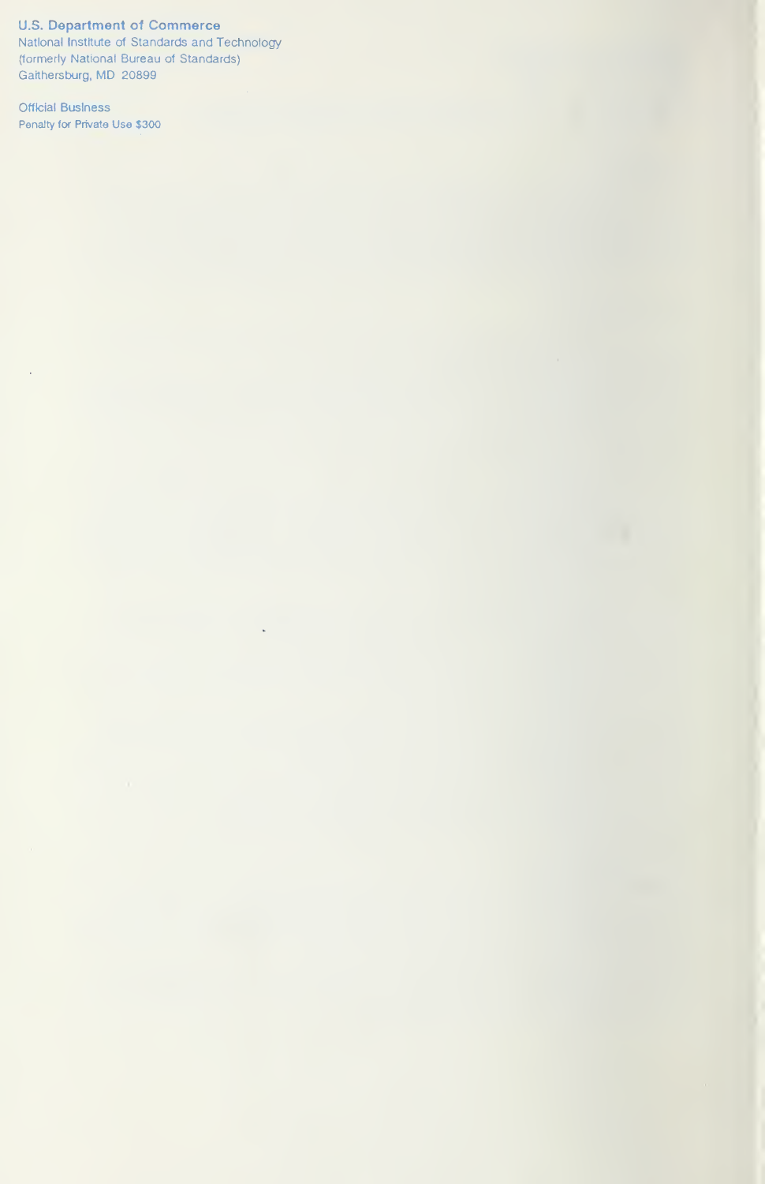U.S. Department of Commerce
National Institute of Standards and Technology
(formerly National Bureau of Standards)
Gaithersburg, MD 20899

Official Business
Penalty for Private Use $300